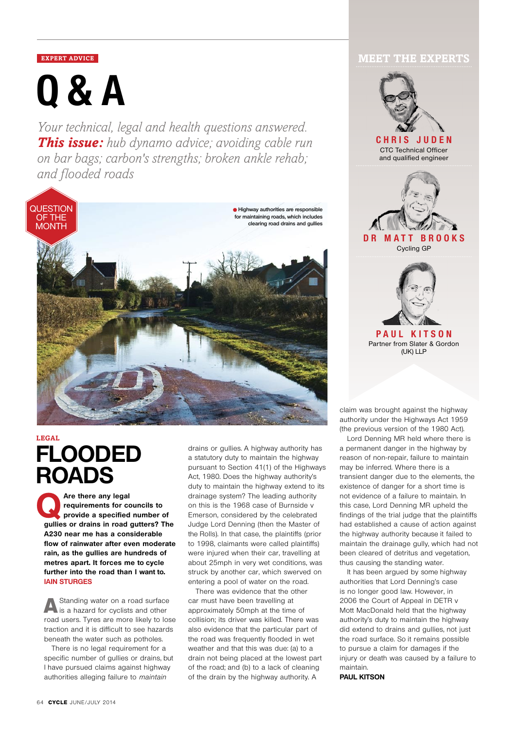EXPERT ADVICE

# Q & A

*Your technical, legal and health questions answered.* ***This issue:*** *hub dynamo advice; avoiding cable run on bar bags; carbon's strengths; broken ankle rehab; and flooded roads*

## MEET THE EXPERTS

**CHRIS JUDEN**
CTC Technical Officer and qualified engineer

**DR MATT BROOKS**
Cycling GP

**PAUL KITSON**
Partner from Slater & Gordon (UK) LLP

QUESTION OF THE MONTH

Highway authorities are responsible for maintaining roads, which includes clearing road drains and gullies

LEGAL

# FLOODED ROADS

**Q Are there any legal requirements for councils to provide a specified number of gullies or drains in road gutters? The A230 near me has a considerable flow of rainwater after even moderate rain, as the gullies are hundreds of metres apart. It forces me to cycle further into the road than I want to.**
**IAIN STURGES**

**A** Standing water on a road surface is a hazard for cyclists and other road users. Tyres are more likely to lose traction and it is difficult to see hazards beneath the water such as potholes.

There is no legal requirement for a specific number of gullies or drains, but I have pursued claims against highway authorities alleging failure to *maintain* drains or gullies. A highway authority has a statutory duty to maintain the highway pursuant to Section 41(1) of the Highways Act, 1980. Does the highway authority's duty to maintain the highway extend to its drainage system? The leading authority on this is the 1968 case of Burnside v Emerson, considered by the celebrated Judge Lord Denning (then the Master of the Rolls). In that case, the plaintiffs (prior to 1998, claimants were called plaintiffs) were injured when their car, travelling at about 25mph in very wet conditions, was struck by another car, which swerved on entering a pool of water on the road.

There was evidence that the other car must have been travelling at approximately 50mph at the time of collision; its driver was killed. There was also evidence that the particular part of the road was frequently flooded in wet weather and that this was due: (a) to a drain not being placed at the lowest part of the road; and (b) to a lack of cleaning of the drain by the highway authority. A claim was brought against the highway authority under the Highways Act 1959 (the previous version of the 1980 Act).

Lord Denning MR held where there is a permanent danger in the highway by reason of non-repair, failure to maintain may be inferred. Where there is a transient danger due to the elements, the existence of danger for a short time is not evidence of a failure to maintain. In this case, Lord Denning MR upheld the findings of the trial judge that the plaintiffs had established a cause of action against the highway authority because it failed to maintain the drainage gully, which had not been cleared of detritus and vegetation, thus causing the standing water.

It has been argued by some highway authorities that Lord Denning's case is no longer good law. However, in 2006 the Court of Appeal in DETR v Mott MacDonald held that the highway authority's duty to maintain the highway did extend to drains and gullies, not just the road surface. So it remains possible to pursue a claim for damages if the injury or death was caused by a failure to maintain.

**PAUL KITSON**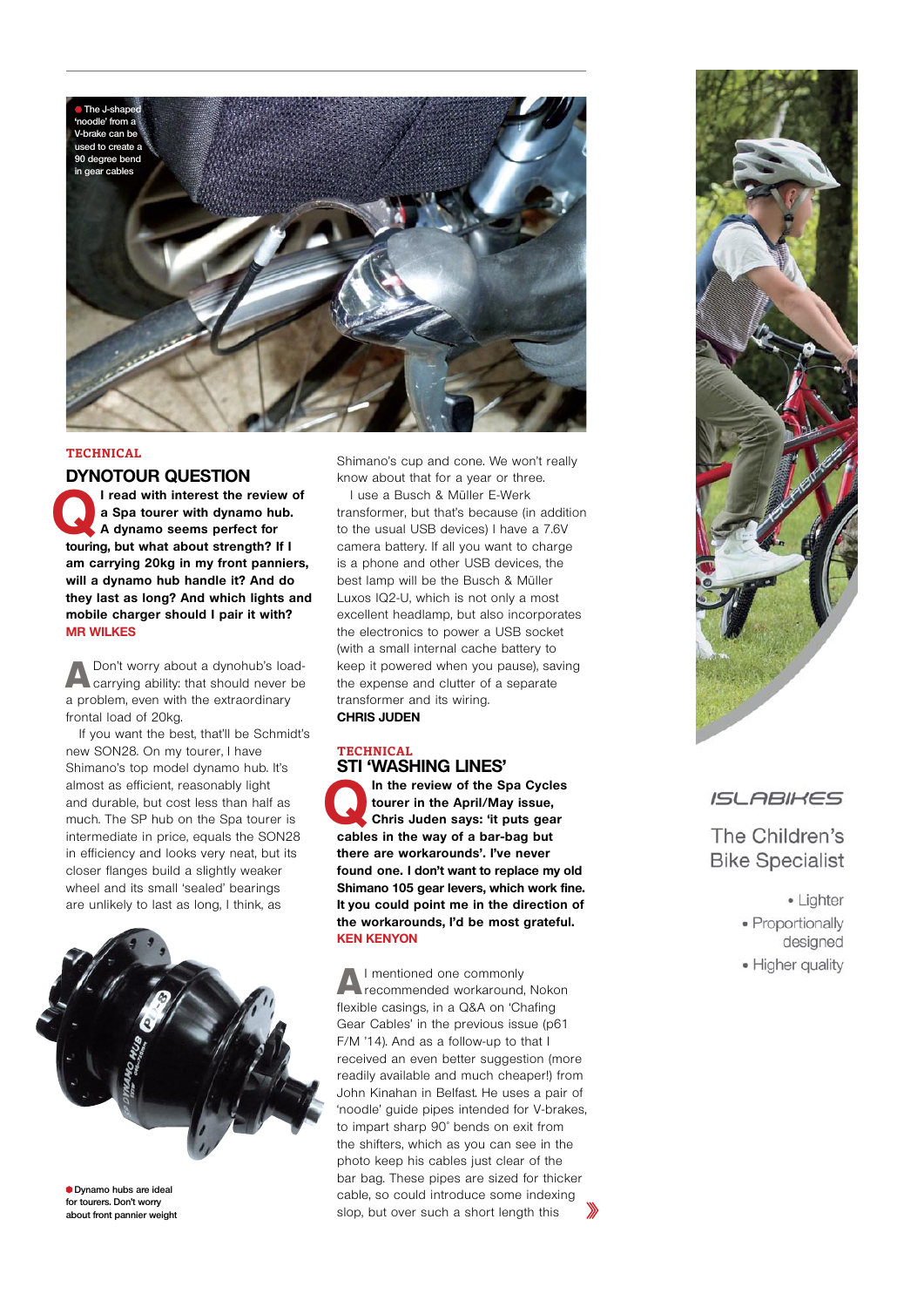The J-shaped 'noodle' from a V-brake can be used to create a 90 degree bend in gear cables

TECHNICAL

## DYNOTOUR QUESTION

**Q I read with interest the review of a Spa tourer with dynamo hub. A dynamo seems perfect for touring, but what about strength? If I am carrying 20kg in my front panniers, will a dynamo hub handle it? And do they last as long? And which lights and mobile charger should I pair it with?**
**MR WILKES**

**A** Don't worry about a dynohub's load-carrying ability: that should never be a problem, even with the extraordinary frontal load of 20kg.

If you want the best, that'll be Schmidt's new SON28. On my tourer, I have Shimano's top model dynamo hub. It's almost as efficient, reasonably light and durable, but cost less than half as much. The SP hub on the Spa tourer is intermediate in price, equals the SON28 in efficiency and looks very neat, but its closer flanges build a slightly weaker wheel and its small 'sealed' bearings are unlikely to last as long, I think, as Shimano's cup and cone. We won't really know about that for a year or three.

I use a Busch & Müller E-Werk transformer, but that's because (in addition to the usual USB devices) I have a 7.6V camera battery. If all you want to charge is a phone and other USB devices, the best lamp will be the Busch & Müller Luxos IQ2-U, which is not only a most excellent headlamp, but also incorporates the electronics to power a USB socket (with a small internal cache battery to keep it powered when you pause), saving the expense and clutter of a separate transformer and its wiring.
**CHRIS JUDEN**

Dynamo hubs are ideal for tourers. Don't worry about front pannier weight

TECHNICAL

## STI 'WASHING LINES'

**Q In the review of the Spa Cycles tourer in the April/May issue, Chris Juden says: 'it puts gear cables in the way of a bar-bag but there are workarounds'. I've never found one. I don't want to replace my old Shimano 105 gear levers, which work fine. It you could point me in the direction of the workarounds, I'd be most grateful.**
**KEN KENYON**

**A** I mentioned one commonly recommended workaround, Nokon flexible casings, in a Q&A on 'Chafing Gear Cables' in the previous issue (p61 F/M '14). And as a follow-up to that I received an even better suggestion (more readily available and much cheaper!) from John Kinahan in Belfast. He uses a pair of 'noodle' guide pipes intended for V-brakes, to impart sharp 90° bends on exit from the shifters, which as you can see in the photo keep his cables just clear of the bar bag. These pipes are sized for thicker cable, so could introduce some indexing slop, but over such a short length this

ISLABIKES

The Children's Bike Specialist

- Lighter
- Proportionally designed
- Higher quality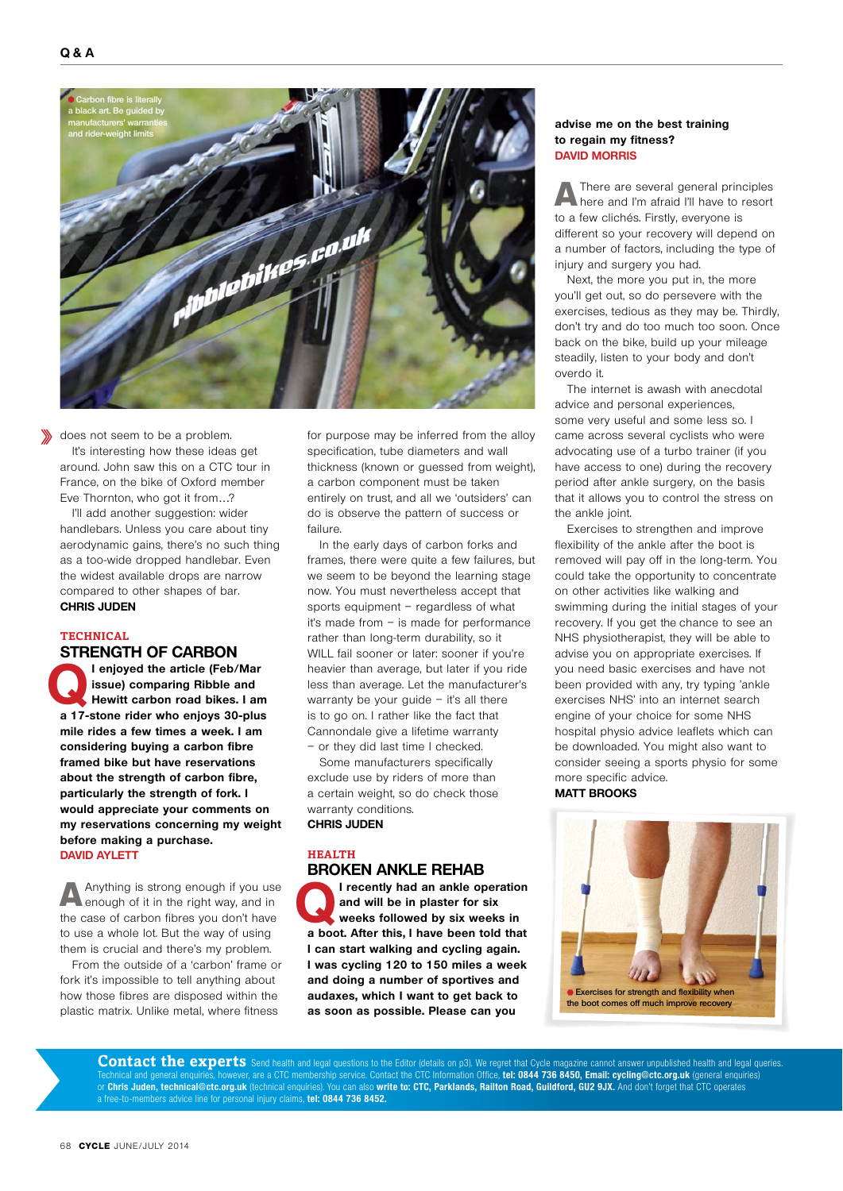Carbon fibre is literally a black art. Be guided by manufacturers' warranties and rider-weight limits

does not seem to be a problem.

It's interesting how these ideas get around. John saw this on a CTC tour in France, on the bike of Oxford member Eve Thornton, who got it from…?

I'll add another suggestion: wider handlebars. Unless you care about tiny aerodynamic gains, there's no such thing as a too-wide dropped handlebar. Even the widest available drops are narrow compared to other shapes of bar.

**CHRIS JUDEN**

TECHNICAL

## STRENGTH OF CARBON

**Q I enjoyed the article (Feb/Mar issue) comparing Ribble and Hewitt carbon road bikes. I am a 17-stone rider who enjoys 30-plus mile rides a few times a week. I am considering buying a carbon fibre framed bike but have reservations about the strength of carbon fibre, particularly the strength of fork. I would appreciate your comments on my reservations concerning my weight before making a purchase.**

**DAVID AYLETT**

**A** Anything is strong enough if you use enough of it in the right way, and in the case of carbon fibres you don't have to use a whole lot. But the way of using them is crucial and there's my problem.

From the outside of a 'carbon' frame or fork it's impossible to tell anything about how those fibres are disposed within the plastic matrix. Unlike metal, where fitness for purpose may be inferred from the alloy specification, tube diameters and wall thickness (known or guessed from weight), a carbon component must be taken entirely on trust, and all we 'outsiders' can do is observe the pattern of success or failure.

In the early days of carbon forks and frames, there were quite a few failures, but we seem to be beyond the learning stage now. You must nevertheless accept that sports equipment – regardless of what it's made from – is made for performance rather than long-term durability, so it WILL fail sooner or later: sooner if you're heavier than average, but later if you ride less than average. Let the manufacturer's warranty be your guide – it's all there is to go on. I rather like the fact that Cannondale give a lifetime warranty – or they did last time I checked.

Some manufacturers specifically exclude use by riders of more than a certain weight, so do check those warranty conditions.

**CHRIS JUDEN**

HEALTH

## BROKEN ANKLE REHAB

**Q I recently had an ankle operation and will be in plaster for six weeks followed by six weeks in a boot. After this, I have been told that I can start walking and cycling again. I was cycling 120 to 150 miles a week and doing a number of sportives and audaxes, which I want to get back to as soon as possible. Please can you advise me on the best training to regain my fitness?**

**DAVID MORRIS**

**A** There are several general principles here and I'm afraid I'll have to resort to a few clichés. Firstly, everyone is different so your recovery will depend on a number of factors, including the type of injury and surgery you had.

Next, the more you put in, the more you'll get out, so do persevere with the exercises, tedious as they may be. Thirdly, don't try and do too much too soon. Once back on the bike, build up your mileage steadily, listen to your body and don't overdo it.

The internet is awash with anecdotal advice and personal experiences, some very useful and some less so. I came across several cyclists who were advocating use of a turbo trainer (if you have access to one) during the recovery period after ankle surgery, on the basis that it allows you to control the stress on the ankle joint.

Exercises to strengthen and improve flexibility of the ankle after the boot is removed will pay off in the long-term. You could take the opportunity to concentrate on other activities like walking and swimming during the initial stages of your recovery. If you get the chance to see an NHS physiotherapist, they will be able to advise you on appropriate exercises. If you need basic exercises and have not been provided with any, try typing 'ankle exercises NHS' into an internet search engine of your choice for some NHS hospital physio advice leaflets which can be downloaded. You might also want to consider seeing a sports physio for some more specific advice.

**MATT BROOKS**

Exercises for strength and flexibility when the boot comes off much improve recovery

**Contact the experts** Send health and legal questions to the Editor (details on p3). We regret that Cycle magazine cannot answer unpublished health and legal queries. Technical and general enquiries, however, are a CTC membership service. Contact the CTC Information Office, **tel: 0844 736 8450, Email: cycling@ctc.org.uk** (general enquiries) or **Chris Juden, technical@ctc.org.uk** (technical enquiries). You can also **write to: CTC, Parklands, Railton Road, Guildford, GU2 9JX.** And don't forget that CTC operates a free-to-members advice line for personal injury claims, **tel: 0844 736 8452.**